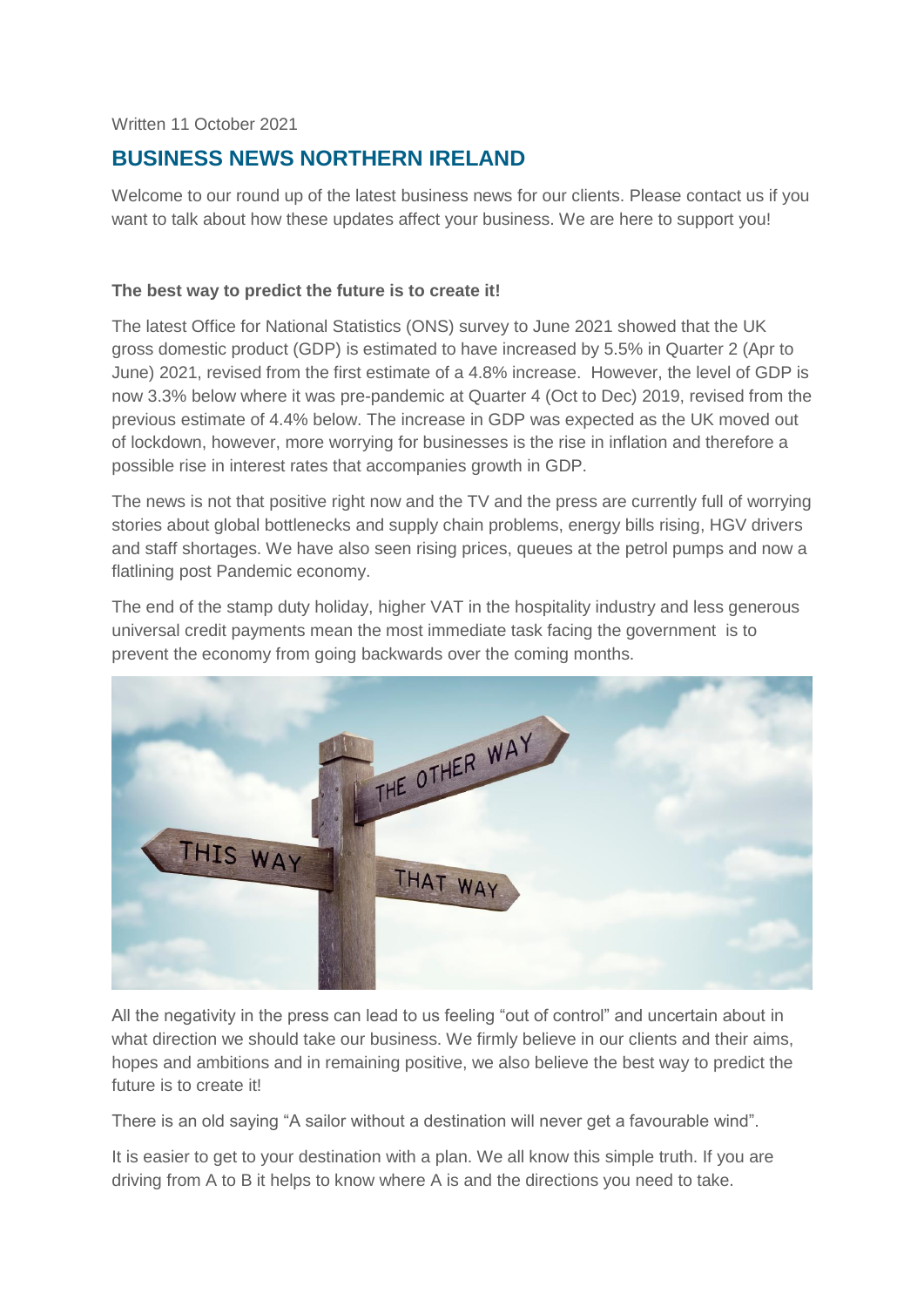Written 11 October 2021

## BUSINESS NEWS NORTHERN IRELAND

Welcome to our round up of the latest business news for our clients. Please contact us if you want to talk about how these updates affect your business. We are here to support you!

**The best way to predict the future is to create it!**

The latest Office for National Statistics (ONS) survey to June 2021 showed that the UK gross domestic product (GDP) is estimated to have increased by 5.5% in Quarter 2 (Apr to June) 2021, revised from the first estimate of a 4.8% increase. However, the level of GDP is now 3.3% below where it was pre-pandemic at Quarter 4 (Oct to Dec) 2019, revised from the previous estimate of 4.4% below. The increase in GDP was expected as the UK moved out of lockdown, however, more worrying for businesses is the rise in inflation and therefore a possible rise in interest rates that accompanies growth in GDP.

The news is not that positive right now and the TV and the press are currently full of worrying stories about global bottlenecks and supply chain problems, energy bills rising, HGV drivers and staff shortages. We have also seen rising prices, queues at the petrol pumps and now a flatlining post Pandemic economy.

The end of the stamp duty holiday, higher VAT in the hospitality industry and less generous universal credit payments mean the most immediate task facing the government is to prevent the economy from going backwards over the coming months.

All the negativity in the press can lead to us feeling "out of control" and uncertain about in what direction we should take our business. We firmly believe in our clients and their aims, hopes and ambitions and in remaining positive, we also believe the best way to predict the future is to create it!

There is an old saying "A sailor without a destination will never get a favourable wind".

It is easier to get to your destination with a plan. We all know this simple truth. If you are driving from A to B it helps to know where A is and the directions you need to take.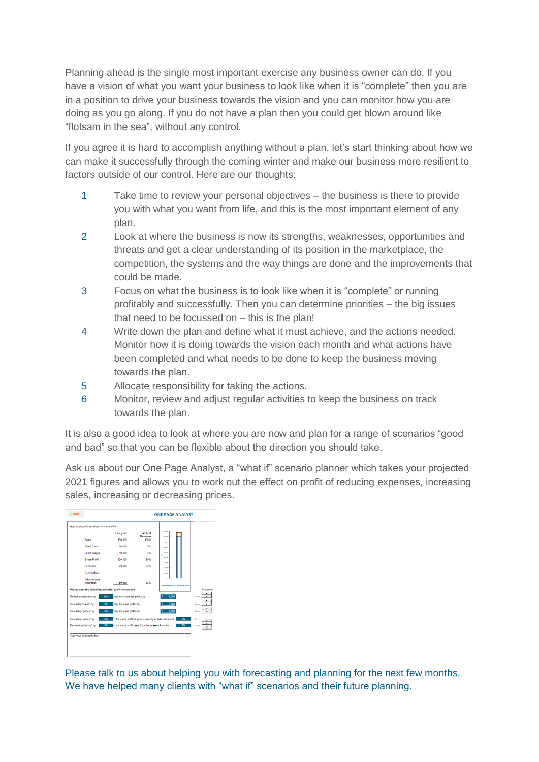Planning ahead is the single most important exercise any business owner can do. If you have a vision of what you want your business to look like when it is "complete" then you are in a position to drive your business towards the vision and you can monitor how you are doing as you go along. If you do not have a plan then you could get blown around like "flotsam in the sea", without any control.

If you agree it is hard to accomplish anything without a plan, let's start thinking about how we can make it successfully through the coming winter and make our business more resilient to factors outside of our control. Here are our thoughts:

1. Take time to review your personal objectives – the business is there to provide you with what you want from life, and this is the most important element of any plan.
2. Look at where the business is now its strengths, weaknesses, opportunities and threats and get a clear understanding of its position in the marketplace, the competition, the systems and the way things are done and the improvements that could be made.
3. Focus on what the business is to look like when it is "complete" or running profitably and successfully. Then you can determine priorities – the big issues that need to be focussed on – this is the plan!
4. Write down the plan and define what it must achieve, and the actions needed. Monitor how it is doing towards the vision each month and what actions have been completed and what needs to be done to keep the business moving towards the plan.
5. Allocate responsibility for taking the actions.
6. Monitor, review and adjust regular activities to keep the business on track towards the plan.

It is also a good idea to look at where you are now and plan for a range of scenarios "good and bad" so that you can be flexible about the direction you should take.

Ask us about our One Page Analyst, a "what if" scenario planner which takes your projected 2021 figures and allows you to work out the effect on profit of reducing expenses, increasing sales, increasing or decreasing prices.

Please talk to us about helping you with forecasting and planning for the next few months. We have helped many clients with "what if" scenarios and their future planning.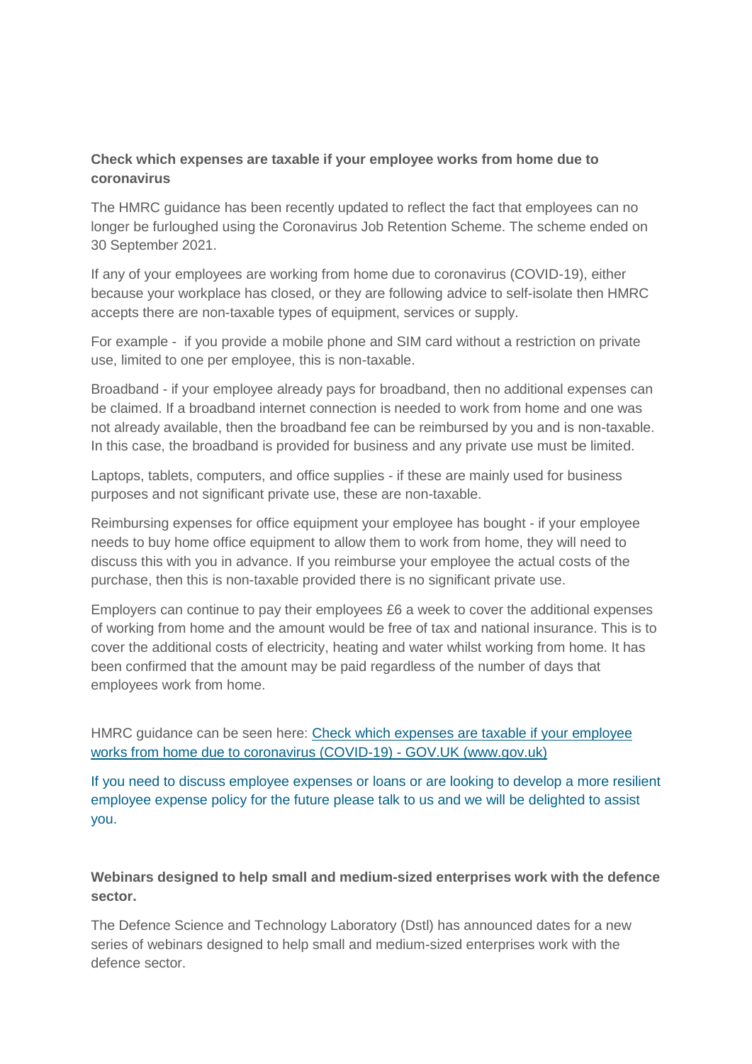**Check which expenses are taxable if your employee works from home due to coronavirus**

The HMRC guidance has been recently updated to reflect the fact that employees can no longer be furloughed using the Coronavirus Job Retention Scheme. The scheme ended on 30 September 2021.

If any of your employees are working from home due to coronavirus (COVID-19), either because your workplace has closed, or they are following advice to self-isolate then HMRC accepts there are non-taxable types of equipment, services or supply.

For example - if you provide a mobile phone and SIM card without a restriction on private use, limited to one per employee, this is non-taxable.

Broadband - if your employee already pays for broadband, then no additional expenses can be claimed. If a broadband internet connection is needed to work from home and one was not already available, then the broadband fee can be reimbursed by you and is non-taxable. In this case, the broadband is provided for business and any private use must be limited.

Laptops, tablets, computers, and office supplies - if these are mainly used for business purposes and not significant private use, these are non-taxable.

Reimbursing expenses for office equipment your employee has bought - if your employee needs to buy home office equipment to allow them to work from home, they will need to discuss this with you in advance. If you reimburse your employee the actual costs of the purchase, then this is non-taxable provided there is no significant private use.

Employers can continue to pay their employees £6 a week to cover the additional expenses of working from home and the amount would be free of tax and national insurance. This is to cover the additional costs of electricity, heating and water whilst working from home. It has been confirmed that the amount may be paid regardless of the number of days that employees work from home.

HMRC guidance can be seen here: [Check which expenses are taxable if your employee works from home due to coronavirus (COVID-19) - GOV.UK (www.gov.uk)]

If you need to discuss employee expenses or loans or are looking to develop a more resilient employee expense policy for the future please talk to us and we will be delighted to assist you.

**Webinars designed to help small and medium-sized enterprises work with the defence sector.**

The Defence Science and Technology Laboratory (Dstl) has announced dates for a new series of webinars designed to help small and medium-sized enterprises work with the defence sector.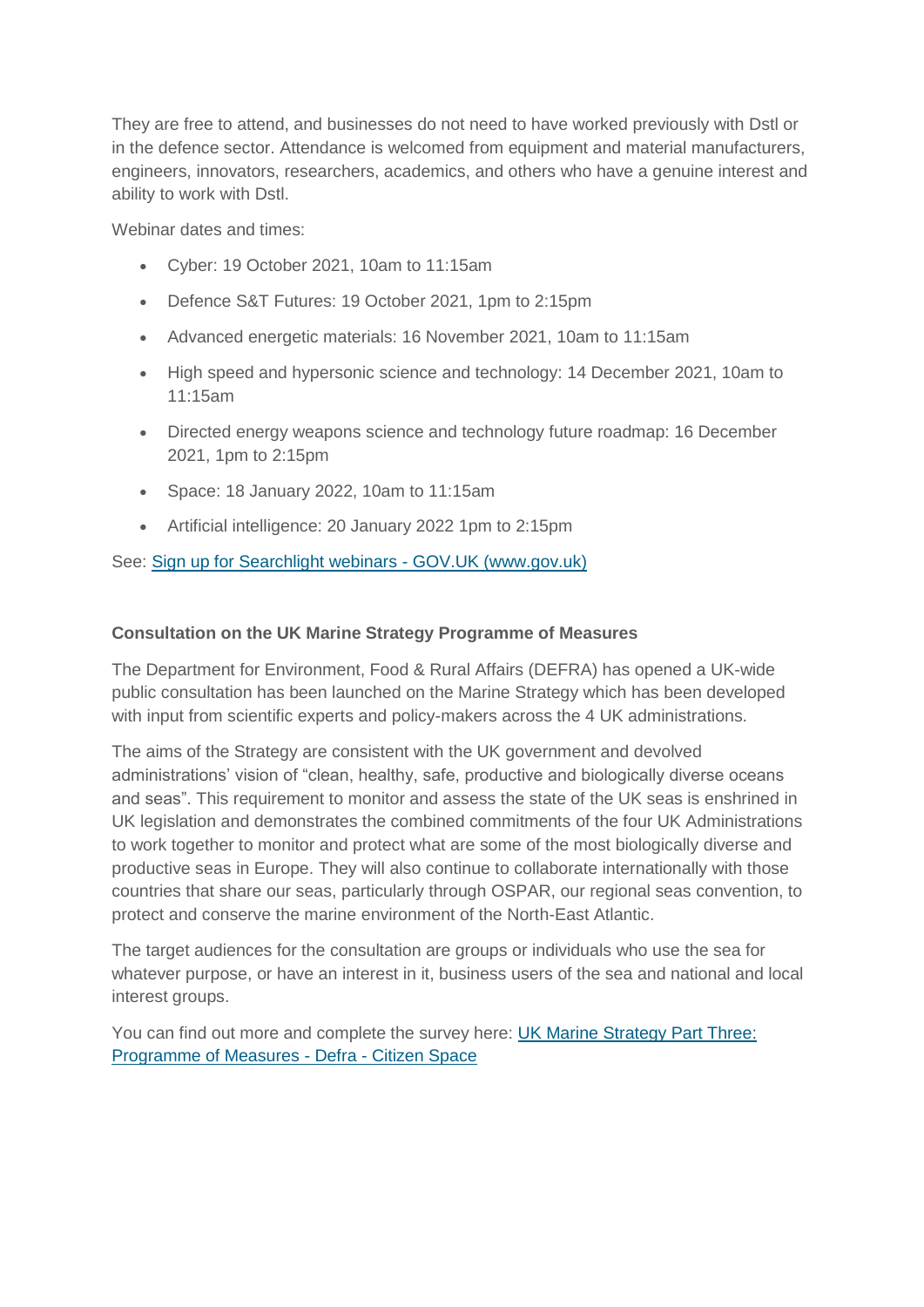They are free to attend, and businesses do not need to have worked previously with Dstl or in the defence sector. Attendance is welcomed from equipment and material manufacturers, engineers, innovators, researchers, academics, and others who have a genuine interest and ability to work with Dstl.

Webinar dates and times:

- Cyber: 19 October 2021, 10am to 11:15am
- Defence S&T Futures: 19 October 2021, 1pm to 2:15pm
- Advanced energetic materials: 16 November 2021, 10am to 11:15am
- High speed and hypersonic science and technology: 14 December 2021, 10am to 11:15am
- Directed energy weapons science and technology future roadmap: 16 December 2021, 1pm to 2:15pm
- Space: 18 January 2022, 10am to 11:15am
- Artificial intelligence: 20 January 2022 1pm to 2:15pm

See: [Sign up for Searchlight webinars - GOV.UK (www.gov.uk)]

**Consultation on the UK Marine Strategy Programme of Measures**

The Department for Environment, Food & Rural Affairs (DEFRA) has opened a UK-wide public consultation has been launched on the Marine Strategy which has been developed with input from scientific experts and policy-makers across the 4 UK administrations.

The aims of the Strategy are consistent with the UK government and devolved administrations' vision of "clean, healthy, safe, productive and biologically diverse oceans and seas". This requirement to monitor and assess the state of the UK seas is enshrined in UK legislation and demonstrates the combined commitments of the four UK Administrations to work together to monitor and protect what are some of the most biologically diverse and productive seas in Europe. They will also continue to collaborate internationally with those countries that share our seas, particularly through OSPAR, our regional seas convention, to protect and conserve the marine environment of the North-East Atlantic.

The target audiences for the consultation are groups or individuals who use the sea for whatever purpose, or have an interest in it, business users of the sea and national and local interest groups.

You can find out more and complete the survey here: [UK Marine Strategy Part Three: Programme of Measures - Defra - Citizen Space]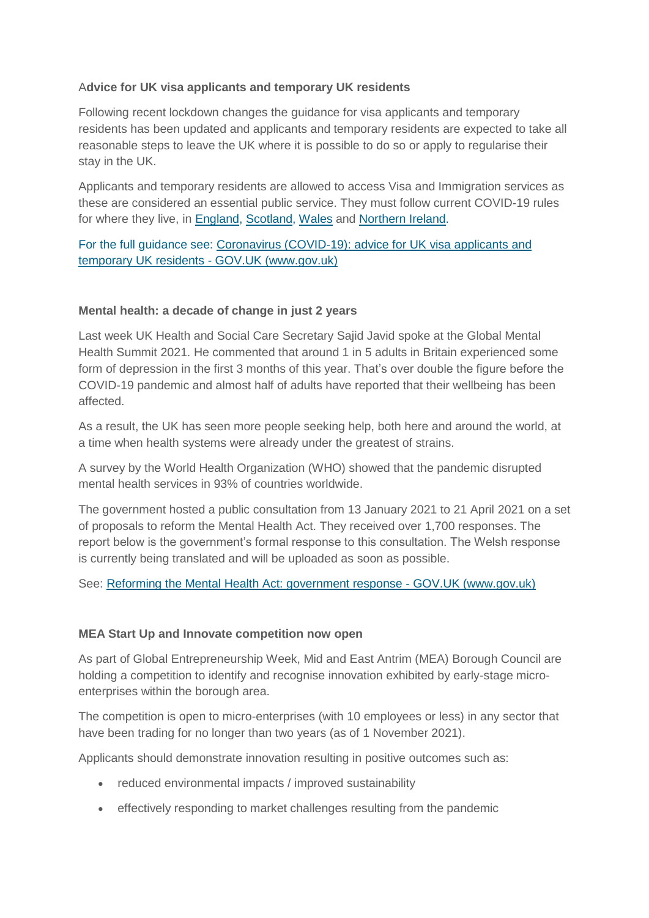**Advice for UK visa applicants and temporary UK residents**

Following recent lockdown changes the guidance for visa applicants and temporary residents has been updated and applicants and temporary residents are expected to take all reasonable steps to leave the UK where it is possible to do so or apply to regularise their stay in the UK.

Applicants and temporary residents are allowed to access Visa and Immigration services as these are considered an essential public service. They must follow current COVID-19 rules for where they live, in England, Scotland, Wales and Northern Ireland.

For the full guidance see: Coronavirus (COVID-19): advice for UK visa applicants and temporary UK residents - GOV.UK (www.gov.uk)

**Mental health: a decade of change in just 2 years**

Last week UK Health and Social Care Secretary Sajid Javid spoke at the Global Mental Health Summit 2021. He commented that around 1 in 5 adults in Britain experienced some form of depression in the first 3 months of this year. That's over double the figure before the COVID-19 pandemic and almost half of adults have reported that their wellbeing has been affected.

As a result, the UK has seen more people seeking help, both here and around the world, at a time when health systems were already under the greatest of strains.

A survey by the World Health Organization (WHO) showed that the pandemic disrupted mental health services in 93% of countries worldwide.

The government hosted a public consultation from 13 January 2021 to 21 April 2021 on a set of proposals to reform the Mental Health Act. They received over 1,700 responses. The report below is the government's formal response to this consultation. The Welsh response is currently being translated and will be uploaded as soon as possible.

See: Reforming the Mental Health Act: government response - GOV.UK (www.gov.uk)

**MEA Start Up and Innovate competition now open**

As part of Global Entrepreneurship Week, Mid and East Antrim (MEA) Borough Council are holding a competition to identify and recognise innovation exhibited by early-stage micro-enterprises within the borough area.

The competition is open to micro-enterprises (with 10 employees or less) in any sector that have been trading for no longer than two years (as of 1 November 2021).

Applicants should demonstrate innovation resulting in positive outcomes such as:

- reduced environmental impacts / improved sustainability
- effectively responding to market challenges resulting from the pandemic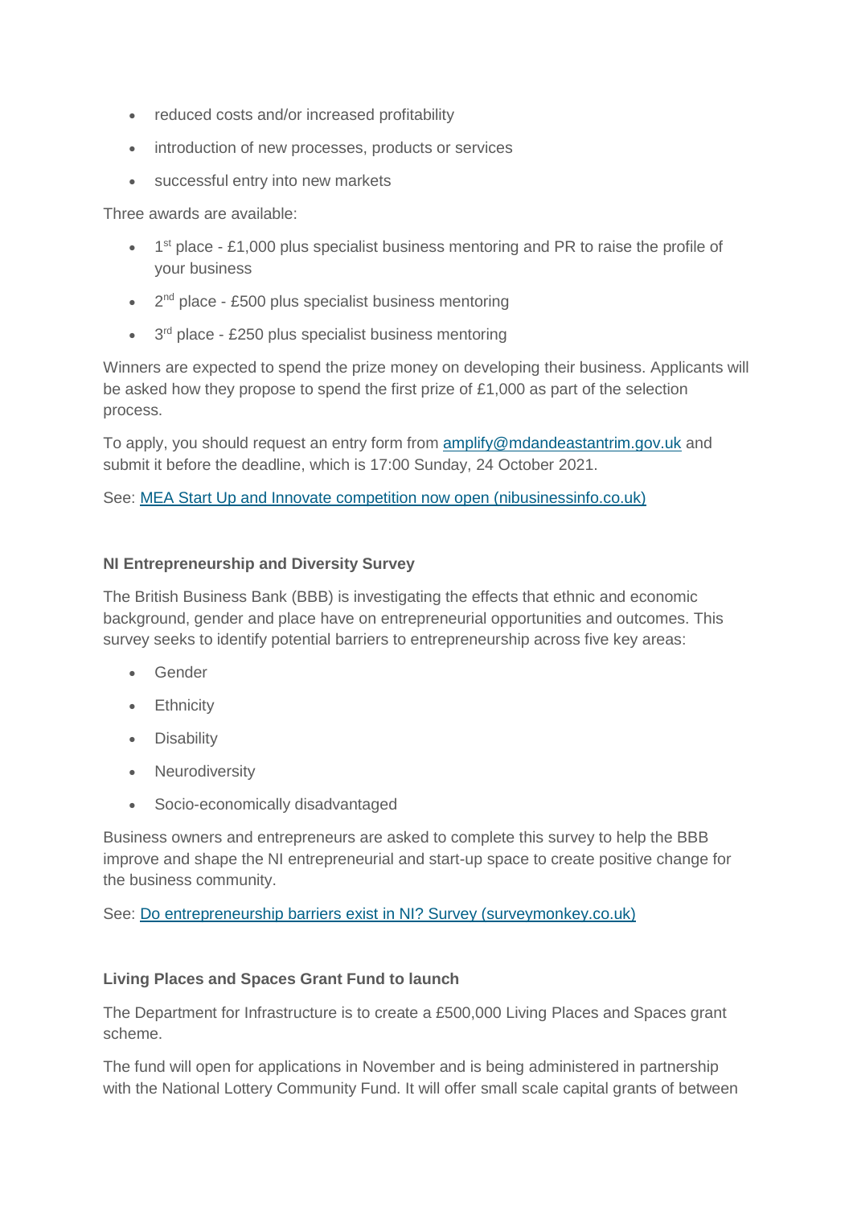- reduced costs and/or increased profitability
- introduction of new processes, products or services
- successful entry into new markets

Three awards are available:

- 1st place - £1,000 plus specialist business mentoring and PR to raise the profile of your business
- 2nd place - £500 plus specialist business mentoring
- 3rd place - £250 plus specialist business mentoring

Winners are expected to spend the prize money on developing their business. Applicants will be asked how they propose to spend the first prize of £1,000 as part of the selection process.

To apply, you should request an entry form from [amplify@mdandeastantrim.gov.uk](mailto:amplify@mdandeastantrim.gov.uk) and submit it before the deadline, which is 17:00 Sunday, 24 October 2021.

See: [MEA Start Up and Innovate competition now open (nibusinessinfo.co.uk)]()

**NI Entrepreneurship and Diversity Survey**

The British Business Bank (BBB) is investigating the effects that ethnic and economic background, gender and place have on entrepreneurial opportunities and outcomes. This survey seeks to identify potential barriers to entrepreneurship across five key areas:

- Gender
- Ethnicity
- Disability
- Neurodiversity
- Socio-economically disadvantaged

Business owners and entrepreneurs are asked to complete this survey to help the BBB improve and shape the NI entrepreneurial and start-up space to create positive change for the business community.

See: [Do entrepreneurship barriers exist in NI? Survey (surveymonkey.co.uk)]()

**Living Places and Spaces Grant Fund to launch**

The Department for Infrastructure is to create a £500,000 Living Places and Spaces grant scheme.

The fund will open for applications in November and is being administered in partnership with the National Lottery Community Fund. It will offer small scale capital grants of between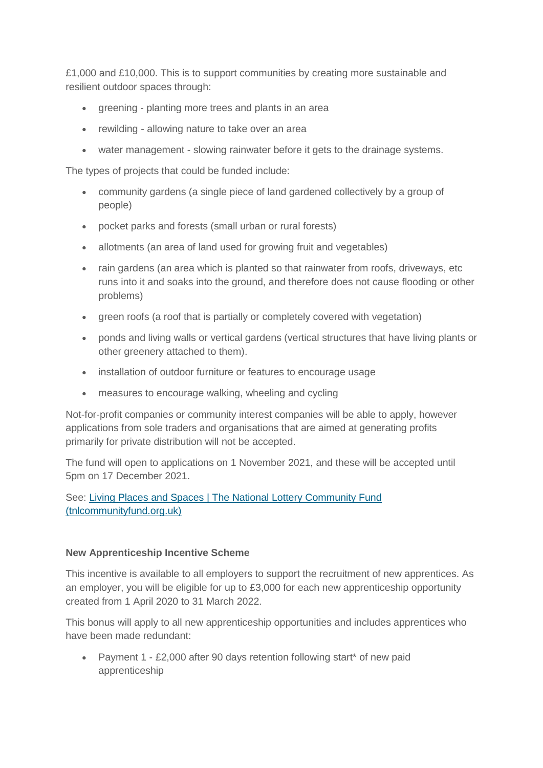£1,000 and £10,000. This is to support communities by creating more sustainable and resilient outdoor spaces through:

- greening - planting more trees and plants in an area
- rewilding - allowing nature to take over an area
- water management - slowing rainwater before it gets to the drainage systems.

The types of projects that could be funded include:

- community gardens (a single piece of land gardened collectively by a group of people)
- pocket parks and forests (small urban or rural forests)
- allotments (an area of land used for growing fruit and vegetables)
- rain gardens (an area which is planted so that rainwater from roofs, driveways, etc runs into it and soaks into the ground, and therefore does not cause flooding or other problems)
- green roofs (a roof that is partially or completely covered with vegetation)
- ponds and living walls or vertical gardens (vertical structures that have living plants or other greenery attached to them).
- installation of outdoor furniture or features to encourage usage
- measures to encourage walking, wheeling and cycling

Not-for-profit companies or community interest companies will be able to apply, however applications from sole traders and organisations that are aimed at generating profits primarily for private distribution will not be accepted.

The fund will open to applications on 1 November 2021, and these will be accepted until 5pm on 17 December 2021.

See: [Living Places and Spaces | The National Lottery Community Fund (tnlcommunityfund.org.uk)]

**New Apprenticeship Incentive Scheme**

This incentive is available to all employers to support the recruitment of new apprentices. As an employer, you will be eligible for up to £3,000 for each new apprenticeship opportunity created from 1 April 2020 to 31 March 2022.

This bonus will apply to all new apprenticeship opportunities and includes apprentices who have been made redundant:

- Payment 1 - £2,000 after 90 days retention following start* of new paid apprenticeship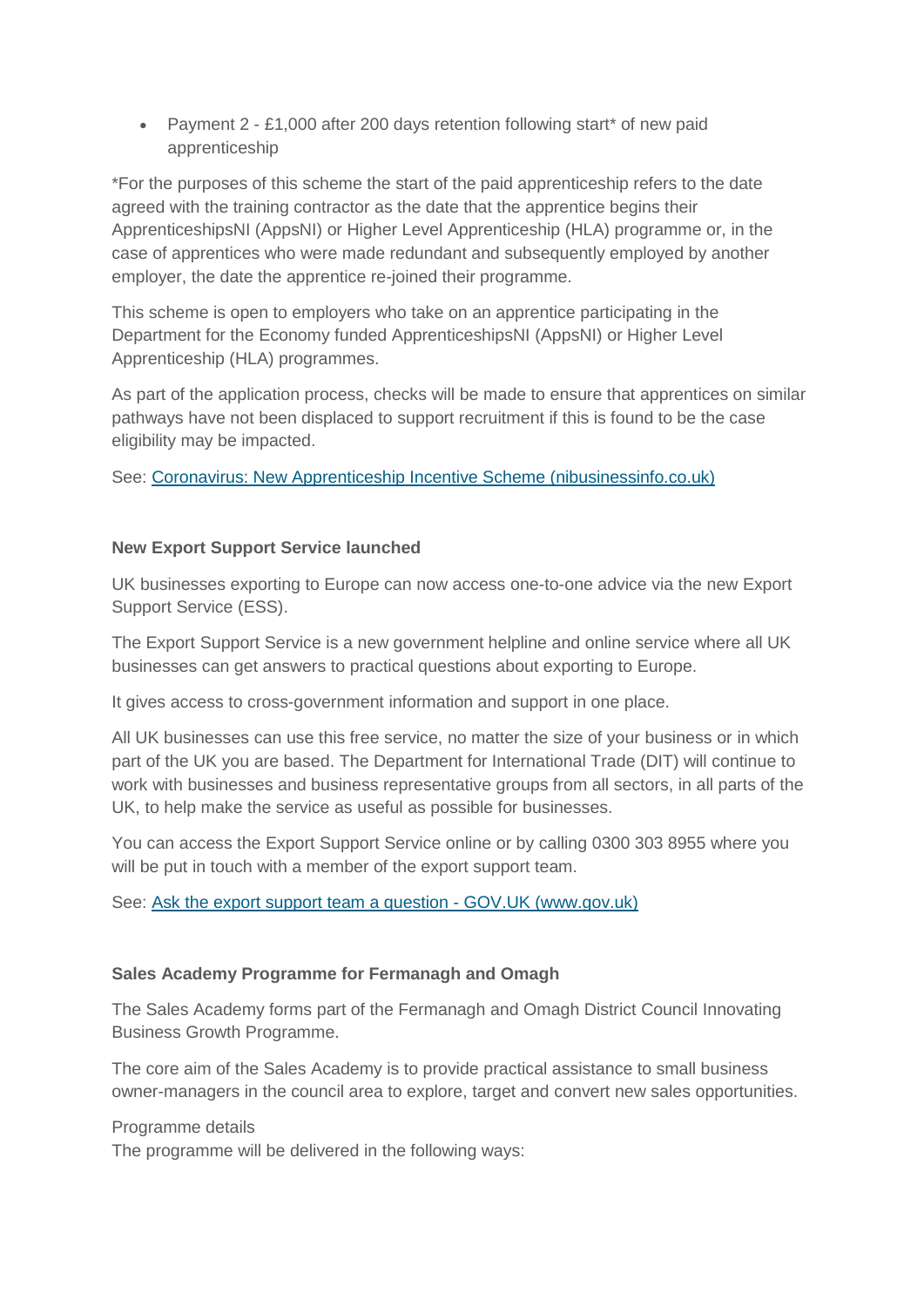- Payment 2 - £1,000 after 200 days retention following start* of new paid apprenticeship

*For the purposes of this scheme the start of the paid apprenticeship refers to the date agreed with the training contractor as the date that the apprentice begins their ApprenticeshipsNI (AppsNI) or Higher Level Apprenticeship (HLA) programme or, in the case of apprentices who were made redundant and subsequently employed by another employer, the date the apprentice re-joined their programme.

This scheme is open to employers who take on an apprentice participating in the Department for the Economy funded ApprenticeshipsNI (AppsNI) or Higher Level Apprenticeship (HLA) programmes.

As part of the application process, checks will be made to ensure that apprentices on similar pathways have not been displaced to support recruitment if this is found to be the case eligibility may be impacted.

See: [Coronavirus: New Apprenticeship Incentive Scheme (nibusinessinfo.co.uk)]

**New Export Support Service launched**

UK businesses exporting to Europe can now access one-to-one advice via the new Export Support Service (ESS).

The Export Support Service is a new government helpline and online service where all UK businesses can get answers to practical questions about exporting to Europe.

It gives access to cross-government information and support in one place.

All UK businesses can use this free service, no matter the size of your business or in which part of the UK you are based. The Department for International Trade (DIT) will continue to work with businesses and business representative groups from all sectors, in all parts of the UK, to help make the service as useful as possible for businesses.

You can access the Export Support Service online or by calling 0300 303 8955 where you will be put in touch with a member of the export support team.

See: [Ask the export support team a question - GOV.UK (www.gov.uk)]

**Sales Academy Programme for Fermanagh and Omagh**

The Sales Academy forms part of the Fermanagh and Omagh District Council Innovating Business Growth Programme.

The core aim of the Sales Academy is to provide practical assistance to small business owner-managers in the council area to explore, target and convert new sales opportunities.

Programme details
The programme will be delivered in the following ways: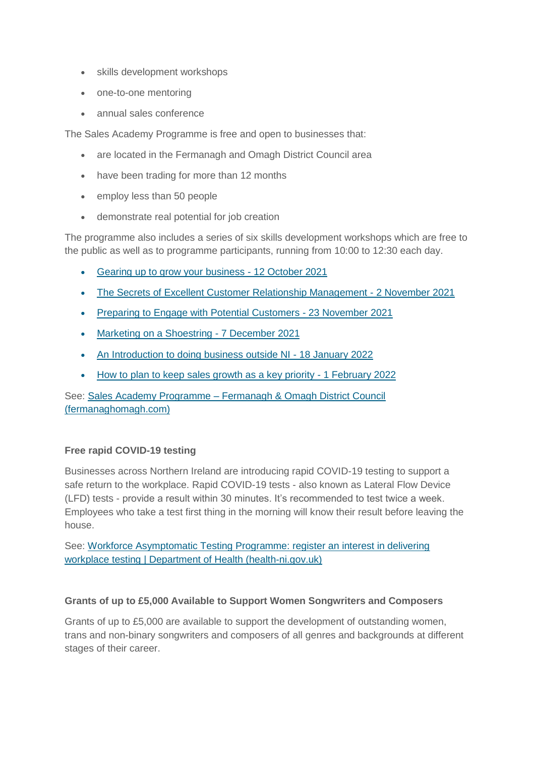- skills development workshops
- one-to-one mentoring
- annual sales conference

The Sales Academy Programme is free and open to businesses that:

- are located in the Fermanagh and Omagh District Council area
- have been trading for more than 12 months
- employ less than 50 people
- demonstrate real potential for job creation

The programme also includes a series of six skills development workshops which are free to the public as well as to programme participants, running from 10:00 to 12:30 each day.

- Gearing up to grow your business - 12 October 2021
- The Secrets of Excellent Customer Relationship Management - 2 November 2021
- Preparing to Engage with Potential Customers - 23 November 2021
- Marketing on a Shoestring - 7 December 2021
- An Introduction to doing business outside NI - 18 January 2022
- How to plan to keep sales growth as a key priority - 1 February 2022

See: Sales Academy Programme – Fermanagh & Omagh District Council (fermanaghomagh.com)

**Free rapid COVID-19 testing**

Businesses across Northern Ireland are introducing rapid COVID-19 testing to support a safe return to the workplace. Rapid COVID-19 tests - also known as Lateral Flow Device (LFD) tests - provide a result within 30 minutes. It's recommended to test twice a week. Employees who take a test first thing in the morning will know their result before leaving the house.

See: Workforce Asymptomatic Testing Programme: register an interest in delivering workplace testing | Department of Health (health-ni.gov.uk)

**Grants of up to £5,000 Available to Support Women Songwriters and Composers**

Grants of up to £5,000 are available to support the development of outstanding women, trans and non-binary songwriters and composers of all genres and backgrounds at different stages of their career.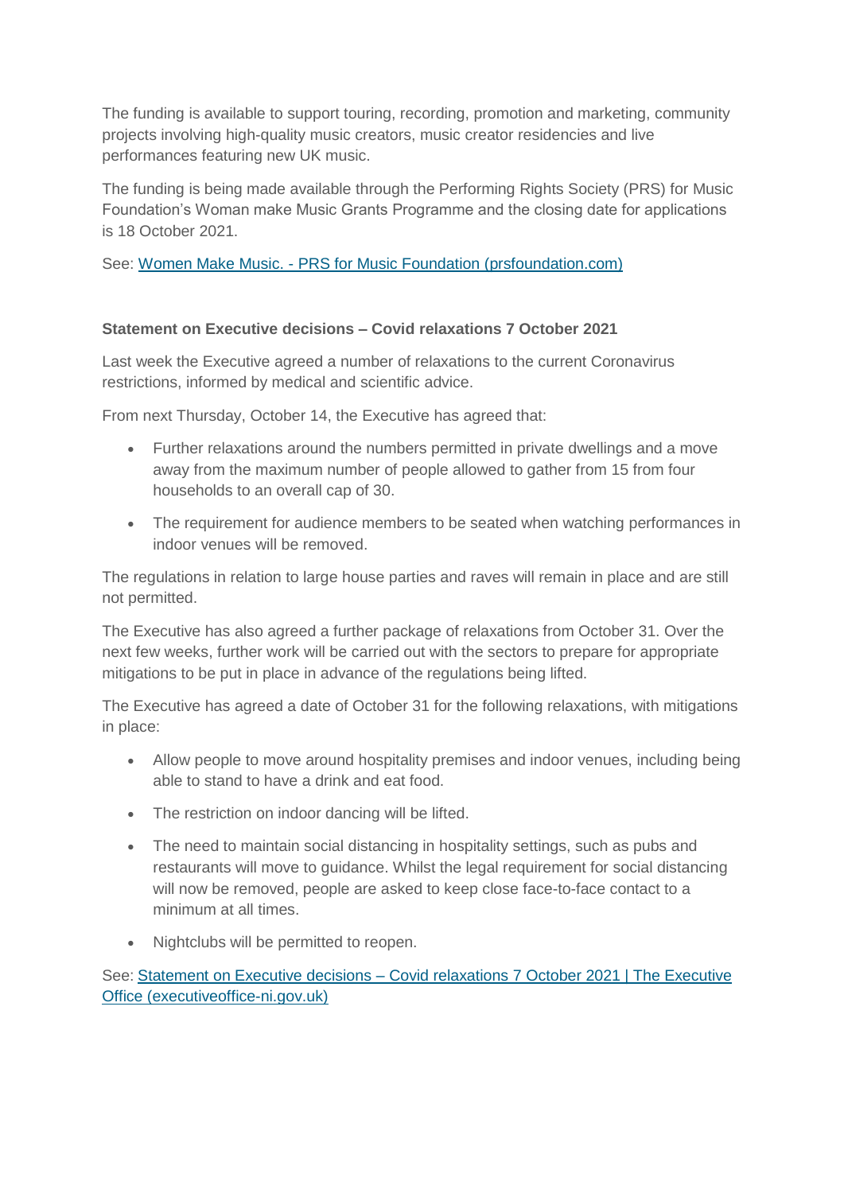The funding is available to support touring, recording, promotion and marketing, community projects involving high-quality music creators, music creator residencies and live performances featuring new UK music.

The funding is being made available through the Performing Rights Society (PRS) for Music Foundation's Woman make Music Grants Programme and the closing date for applications is 18 October 2021.

See: [Women Make Music. - PRS for Music Foundation (prsfoundation.com)]()

**Statement on Executive decisions – Covid relaxations 7 October 2021**

Last week the Executive agreed a number of relaxations to the current Coronavirus restrictions, informed by medical and scientific advice.

From next Thursday, October 14, the Executive has agreed that:

- Further relaxations around the numbers permitted in private dwellings and a move away from the maximum number of people allowed to gather from 15 from four households to an overall cap of 30.
- The requirement for audience members to be seated when watching performances in indoor venues will be removed.

The regulations in relation to large house parties and raves will remain in place and are still not permitted.

The Executive has also agreed a further package of relaxations from October 31. Over the next few weeks, further work will be carried out with the sectors to prepare for appropriate mitigations to be put in place in advance of the regulations being lifted.

The Executive has agreed a date of October 31 for the following relaxations, with mitigations in place:

- Allow people to move around hospitality premises and indoor venues, including being able to stand to have a drink and eat food.
- The restriction on indoor dancing will be lifted.
- The need to maintain social distancing in hospitality settings, such as pubs and restaurants will move to guidance. Whilst the legal requirement for social distancing will now be removed, people are asked to keep close face-to-face contact to a minimum at all times.
- Nightclubs will be permitted to reopen.

See: [Statement on Executive decisions – Covid relaxations 7 October 2021 | The Executive Office (executiveoffice-ni.gov.uk)]()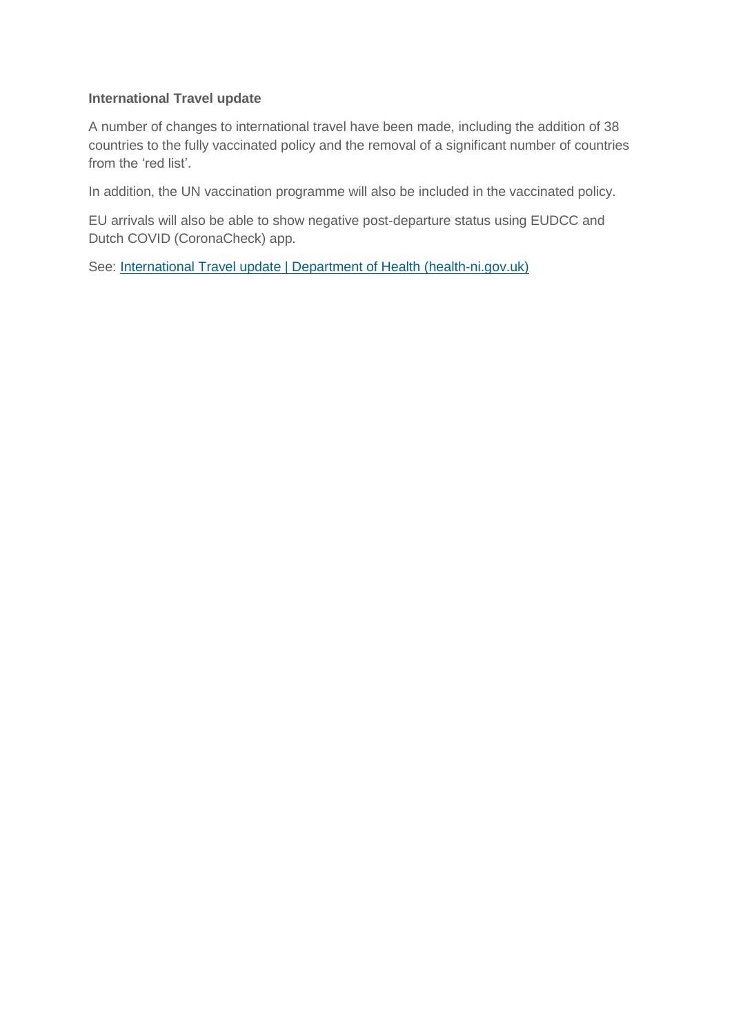**International Travel update**

A number of changes to international travel have been made, including the addition of 38 countries to the fully vaccinated policy and the removal of a significant number of countries from the 'red list'.

In addition, the UN vaccination programme will also be included in the vaccinated policy.

EU arrivals will also be able to show negative post-departure status using EUDCC and Dutch COVID (CoronaCheck) app.

See: International Travel update | Department of Health (health-ni.gov.uk)